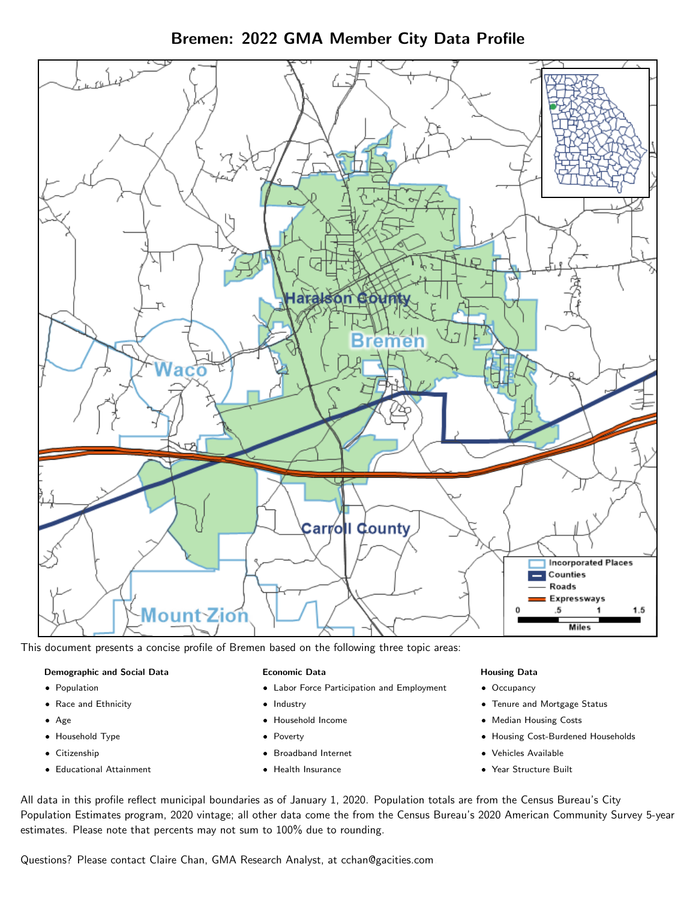# Bremen: 2022 GMA Member City Data Profile

This document presents a concise profile of Bremen based on the following three topic areas:

**Demographic and Social Data**

- Population
- Race and Ethnicity
- Age
- Household Type
- Citizenship
- Educational Attainment

**Economic Data**

- Labor Force Participation and Employment
- Industry
- Household Income
- Poverty
- Broadband Internet
- Health Insurance

**Housing Data**

- Occupancy
- Tenure and Mortgage Status
- Median Housing Costs
- Housing Cost-Burdened Households
- Vehicles Available
- Year Structure Built

All data in this profile reflect municipal boundaries as of January 1, 2020. Population totals are from the Census Bureau's City Population Estimates program, 2020 vintage; all other data come the from the Census Bureau's 2020 American Community Survey 5-year estimates. Please note that percents may not sum to 100% due to rounding.

Questions? Please contact Claire Chan, GMA Research Analyst, at cchan@gacities.com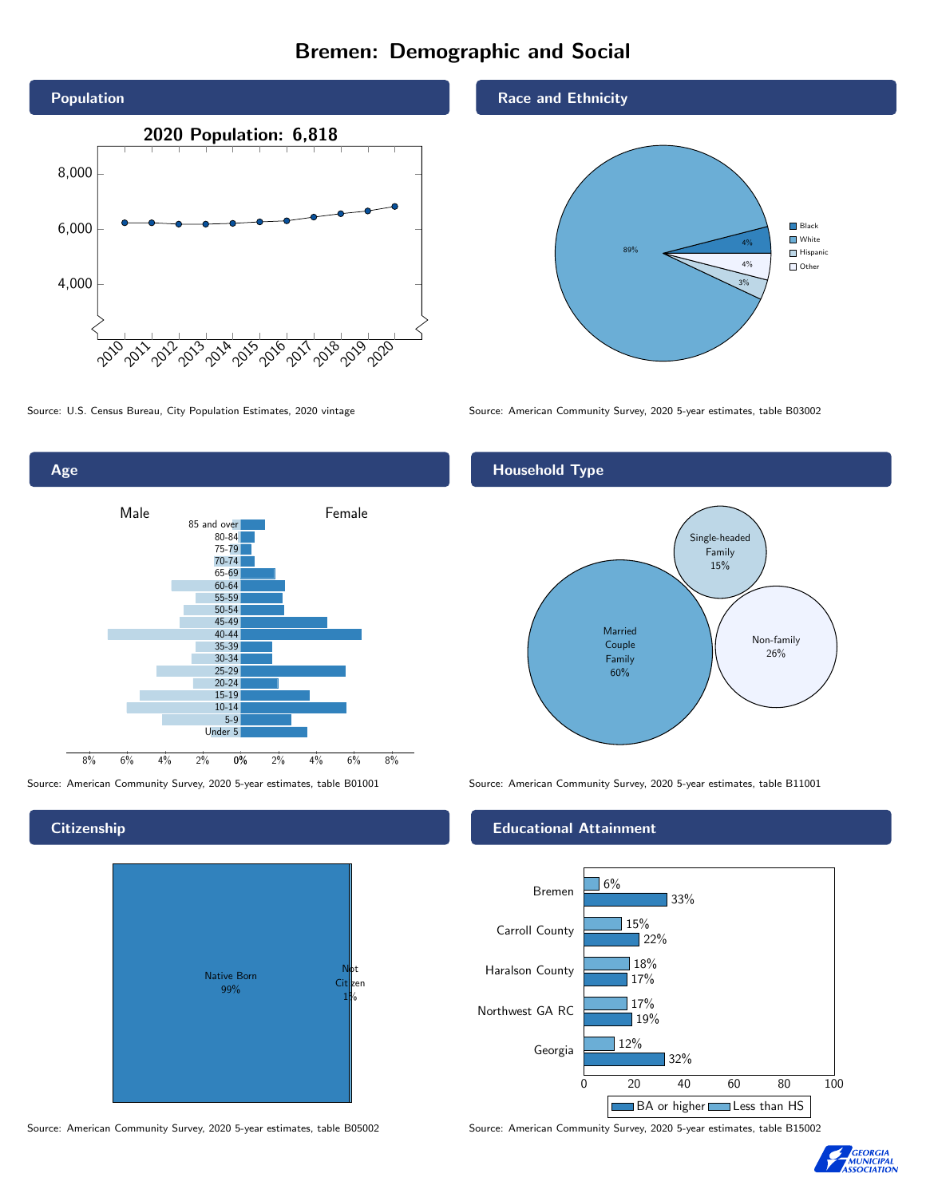# Bremen: Demographic and Social

## Population

2020 Population: 6,818

Source: U.S. Census Bureau, City Population Estimates, 2020 vintage

## Race and Ethnicity

| Race/Ethnicity | Percent |
|---|---|
| Black | 4% |
| White | 89% |
| Hispanic | 3% |
| Other | 4% |

Source: American Community Survey, 2020 5-year estimates, table B03002

## Age

Source: American Community Survey, 2020 5-year estimates, table B01001

## Household Type

| Household Type | Percent |
|---|---|
| Married Couple Family | 60% |
| Single-headed Family | 15% |
| Non-family | 26% |

Source: American Community Survey, 2020 5-year estimates, table B11001

## Citizenship

| Citizenship | Percent |
|---|---|
| Native Born | 99% |
| Not Citizen | 1% |

Source: American Community Survey, 2020 5-year estimates, table B05002

## Educational Attainment

| Area | Less than HS | BA or higher |
|---|---|---|
| Bremen | 6% | 33% |
| Carroll County | 15% | 22% |
| Haralson County | 18% | 17% |
| Northwest GA RC | 17% | 19% |
| Georgia | 12% | 32% |

Source: American Community Survey, 2020 5-year estimates, table B15002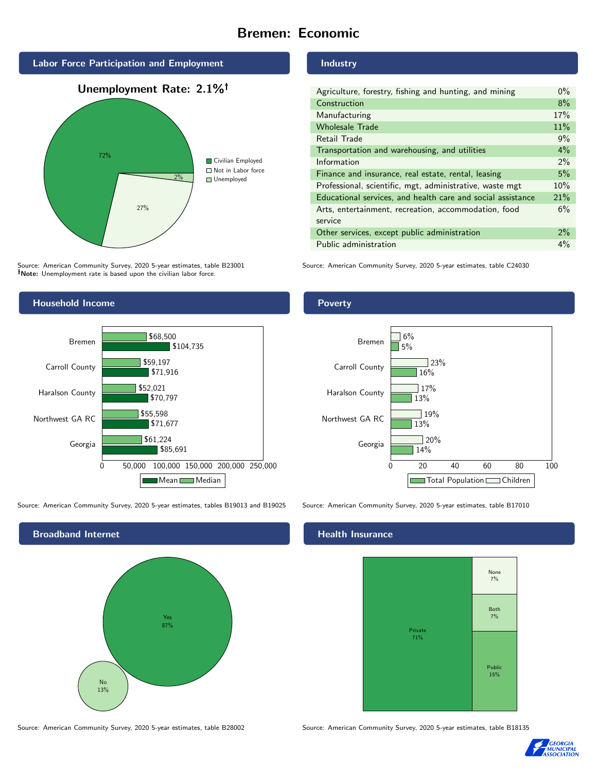# Bremen: Economic

## Labor Force Participation and Employment

**Unemployment Rate: 2.1%†**

| Category | Percent |
|---|---|
| Civilian Employed | 72% |
| Not in Labor force | 27% |
| Unemployed | 2% |

Source: American Community Survey, 2020 5-year estimates, table B23001
**†Note:** Unemployment rate is based upon the civilian labor force.

## Industry

| Industry | Percent |
|---|---|
| Agriculture, forestry, fishing and hunting, and mining | 0% |
| Construction | 8% |
| Manufacturing | 17% |
| Wholesale Trade | 11% |
| Retail Trade | 9% |
| Transportation and warehousing, and utilities | 4% |
| Information | 2% |
| Finance and insurance, real estate, rental, leasing | 5% |
| Professional, scientific, mgt, administrative, waste mgt | 10% |
| Educational services, and health care and social assistance | 21% |
| Arts, entertainment, recreation, accommodation, food service | 6% |
| Other services, except public administration | 2% |
| Public administration | 4% |

Source: American Community Survey, 2020 5-year estimates, table C24030

## Household Income

| Area | Median | Mean |
|---|---|---|
| Bremen | $68,500 | $104,735 |
| Carroll County | $59,197 | $71,916 |
| Haralson County | $52,021 | $70,797 |
| Northwest GA RC | $55,598 | $71,677 |
| Georgia | $61,224 | $85,691 |

Source: American Community Survey, 2020 5-year estimates, tables B19013 and B19025

## Poverty

| Area | Children | Total Population |
|---|---|---|
| Bremen | 6% | 5% |
| Carroll County | 23% | 16% |
| Haralson County | 17% | 13% |
| Northwest GA RC | 19% | 13% |
| Georgia | 20% | 14% |

Source: American Community Survey, 2020 5-year estimates, table B17010

## Broadband Internet

| Response | Percent |
|---|---|
| Yes | 87% |
| No | 13% |

Source: American Community Survey, 2020 5-year estimates, table B28002

## Health Insurance

| Type | Percent |
|---|---|
| Private | 71% |
| Public | 15% |
| Both | 7% |
| None | 7% |

Source: American Community Survey, 2020 5-year estimates, table B18135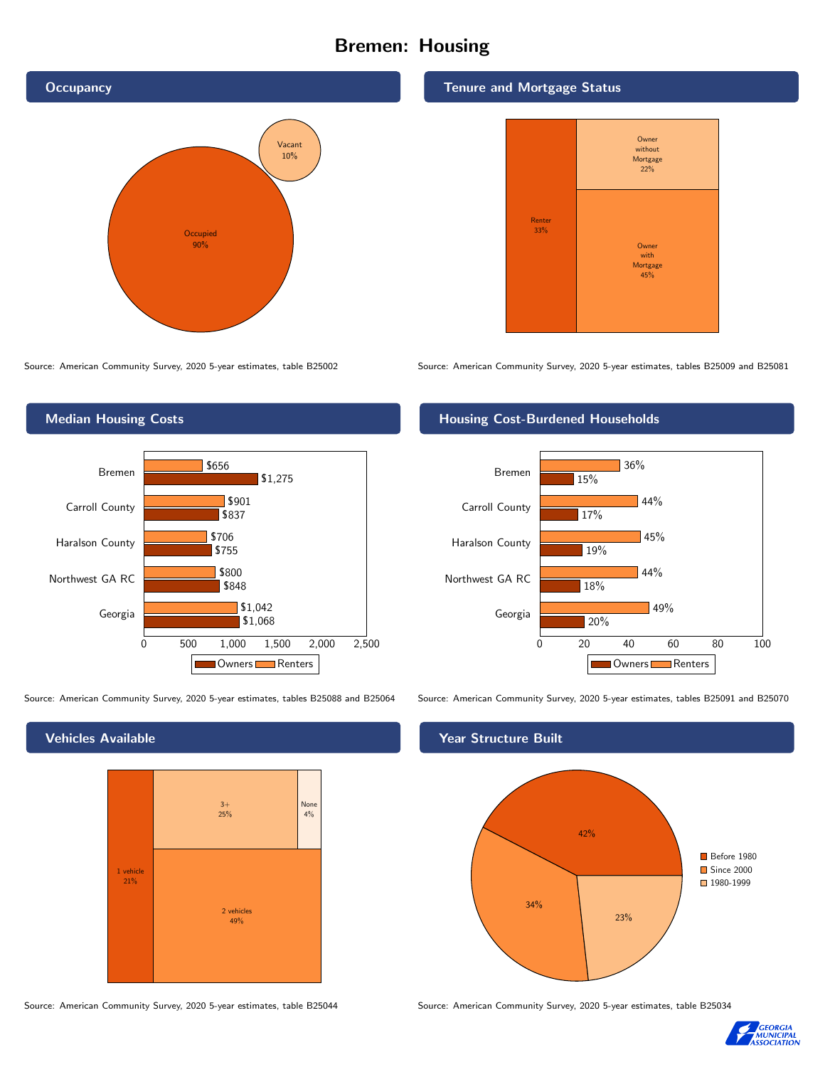# Bremen: Housing

## Occupancy

Vacant
10%

Occupied
90%

Source: American Community Survey, 2020 5-year estimates, table B25002

## Tenure and Mortgage Status

Renter
33%

Owner
without
Mortgage
22%

Owner
with
Mortgage
45%

Source: American Community Survey, 2020 5-year estimates, tables B25009 and B25081

## Median Housing Costs

Bremen
$656
$1,275

Carroll County
$901
$837

Haralson County
$706
$755

Northwest GA RC
$800
$848

Georgia
$1,042
$1,068

0 500 1,000 1,500 2,000 2,500

Owners Renters

Source: American Community Survey, 2020 5-year estimates, tables B25088 and B25064

## Housing Cost-Burdened Households

Bremen
36%
15%

Carroll County
44%
17%

Haralson County
45%
19%

Northwest GA RC
44%
18%

Georgia
49%
20%

0 20 40 60 80 100

Owners Renters

Source: American Community Survey, 2020 5-year estimates, tables B25091 and B25070

## Vehicles Available

1 vehicle
21%

3+
25%

None
4%

2 vehicles
49%

Source: American Community Survey, 2020 5-year estimates, table B25044

## Year Structure Built

42%

34%

23%

Before 1980
Since 2000
1980-1999

Source: American Community Survey, 2020 5-year estimates, table B25034